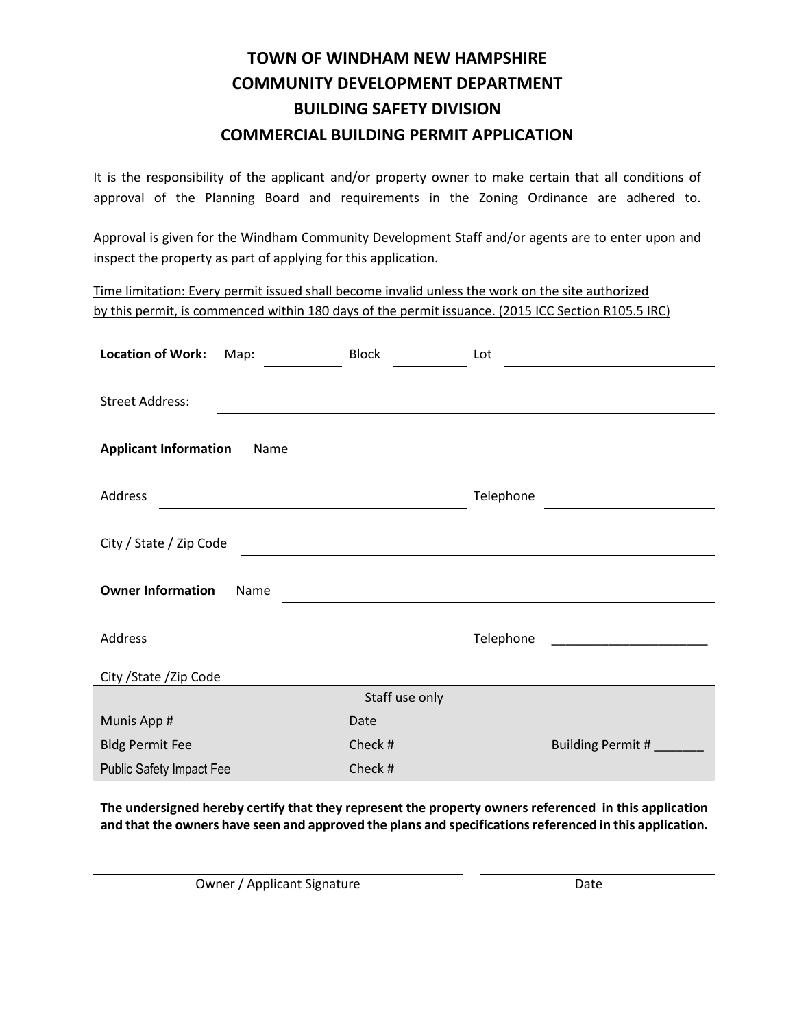# TOWN OF WINDHAM NEW HAMPSHIRE
## COMMUNITY DEVELOPMENT DEPARTMENT
## BUILDING SAFETY DIVISION
## COMMERCIAL BUILDING PERMIT APPLICATION

It is the responsibility of the applicant and/or property owner to make certain that all conditions of approval of the Planning Board and requirements in the Zoning Ordinance are adhered to.

Approval is given for the Windham Community Development Staff and/or agents are to enter upon and inspect the property as part of applying for this application.

Time limitation: Every permit issued shall become invalid unless the work on the site authorized by this permit, is commenced within 180 days of the permit issuance. (2015 ICC Section R105.5 IRC)

**Location of Work:** Map: ____________ Block ____________ Lot ______________________________

Street Address: ______________________________________________________________

**Applicant Information** Name ______________________________________________________

Address ____________________________________ Telephone ____________________

City / State / Zip Code ______________________________________________________

**Owner Information** Name _________________________________________________________

Address ____________________________________ Telephone ______________________

City /State /Zip Code ______________________________________________________

| Staff use only | | | | |
|---|---|---|---|---|
| Munis App # | ____________ | Date | ____________ | |
| Bldg Permit Fee | ____________ | Check # | ____________ | Building Permit # _______ |
| Public Safety Impact Fee | ____________ | Check # | ____________ | |

**The undersigned hereby certify that they represent the property owners referenced in this application and that the owners have seen and approved the plans and specifications referenced in this application.**

______________________________________ ______________________

Owner / Applicant Signature Date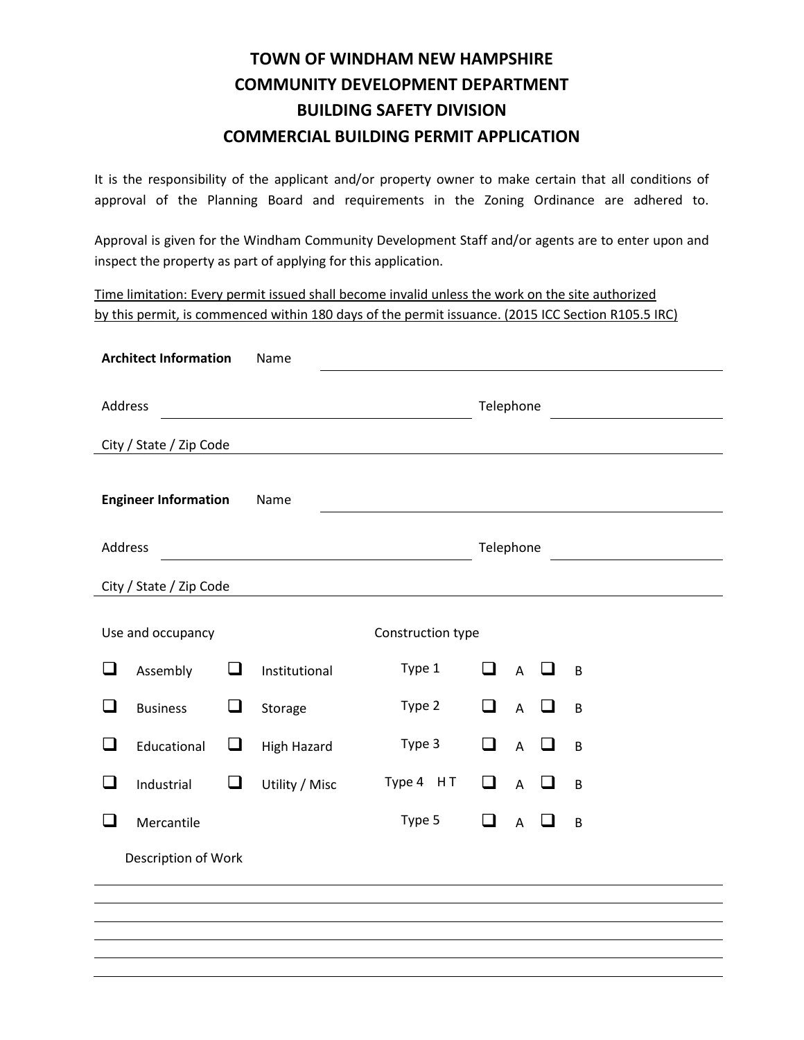# TOWN OF WINDHAM NEW HAMPSHIRE
# COMMUNITY DEVELOPMENT DEPARTMENT
# BUILDING SAFETY DIVISION
# COMMERCIAL BUILDING PERMIT APPLICATION

It is the responsibility of the applicant and/or property owner to make certain that all conditions of approval of the Planning Board and requirements in the Zoning Ordinance are adhered to.

Approval is given for the Windham Community Development Staff and/or agents are to enter upon and inspect the property as part of applying for this application.

Time limitation: Every permit issued shall become invalid unless the work on the site authorized by this permit, is commenced within 180 days of the permit issuance. (2015 ICC Section R105.5 IRC)

**Architect Information** Name ______________________________

Address ______________________________ Telephone ______________

City / State / Zip Code ______________________________

**Engineer Information** Name ______________________________

Address ______________________________ Telephone ______________

City / State / Zip Code ______________________________

| Use and occupancy | | Construction type | | |
|---|---|---|---|---|
| ☐ Assembly | ☐ Institutional | Type 1 | ☐ A | ☐ B |
| ☐ Business | ☐ Storage | Type 2 | ☐ A | ☐ B |
| ☐ Educational | ☐ High Hazard | Type 3 | ☐ A | ☐ B |
| ☐ Industrial | ☐ Utility / Misc | Type 4 H T | ☐ A | ☐ B |
| ☐ Mercantile | | Type 5 | ☐ A | ☐ B |

Description of Work

______________________________

______________________________

______________________________

______________________________

______________________________

______________________________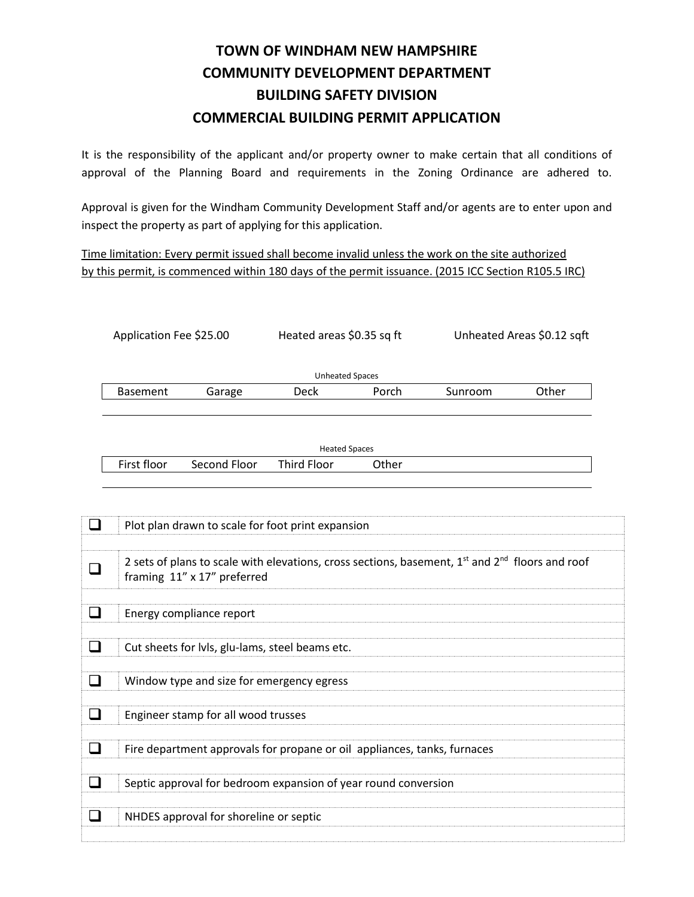# TOWN OF WINDHAM NEW HAMPSHIRE
## COMMUNITY DEVELOPMENT DEPARTMENT
## BUILDING SAFETY DIVISION
## COMMERCIAL BUILDING PERMIT APPLICATION

It is the responsibility of the applicant and/or property owner to make certain that all conditions of approval of the Planning Board and requirements in the Zoning Ordinance are adhered to.

Approval is given for the Windham Community Development Staff and/or agents are to enter upon and inspect the property as part of applying for this application.

<u>Time limitation: Every permit issued shall become invalid unless the work on the site authorized by this permit, is commenced within 180 days of the permit issuance. (2015 ICC Section R105.5 IRC)</u>

Application Fee $25.00 Heated areas $0.35 sq ft Unheated Areas $0.12 sqft

Unheated Spaces

| Basement | Garage | Deck | Porch | Sunroom | Other |
|---|---|---|---|---|---|
| | | | | | |

Heated Spaces

| First floor | Second Floor | Third Floor | Other |
|---|---|---|---|
| | | | |

| | |
|---|---|
| ☐ | Plot plan drawn to scale for foot print expansion |
| ☐ | 2 sets of plans to scale with elevations, cross sections, basement, 1st and 2nd floors and roof framing 11" x 17" preferred |
| ☐ | Energy compliance report |
| ☐ | Cut sheets for lvls, glu-lams, steel beams etc. |
| ☐ | Window type and size for emergency egress |
| ☐ | Engineer stamp for all wood trusses |
| ☐ | Fire department approvals for propane or oil appliances, tanks, furnaces |
| ☐ | Septic approval for bedroom expansion of year round conversion |
| ☐ | NHDES approval for shoreline or septic |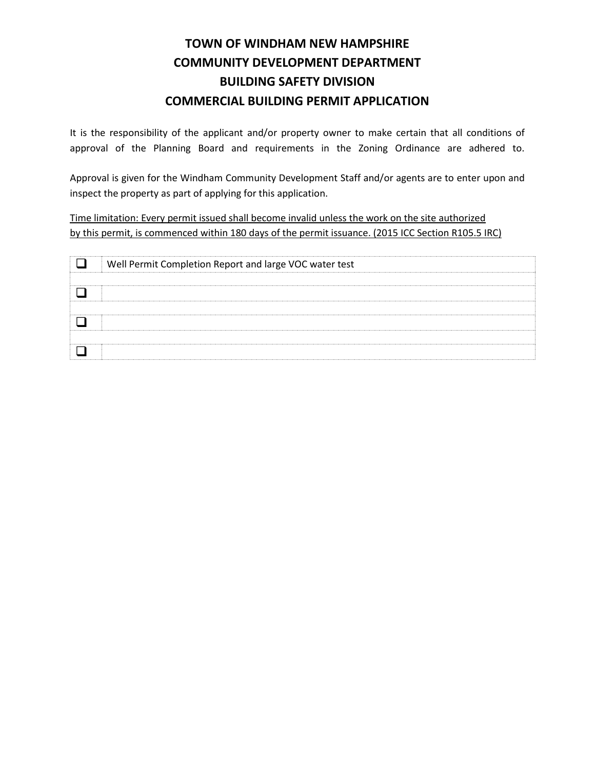# TOWN OF WINDHAM NEW HAMPSHIRE
# COMMUNITY DEVELOPMENT DEPARTMENT
# BUILDING SAFETY DIVISION
# COMMERCIAL BUILDING PERMIT APPLICATION

It is the responsibility of the applicant and/or property owner to make certain that all conditions of approval of the Planning Board and requirements in the Zoning Ordinance are adhered to.

Approval is given for the Windham Community Development Staff and/or agents are to enter upon and inspect the property as part of applying for this application.

<u>Time limitation: Every permit issued shall become invalid unless the work on the site authorized by this permit, is commenced within 180 days of the permit issuance. (2015 ICC Section R105.5 IRC)</u>

| | |
|---|---|
| ☐ | Well Permit Completion Report and large VOC water test |
| | |
| ☐ | |
| | |
| ☐ | |
| | |
| ☐ | |